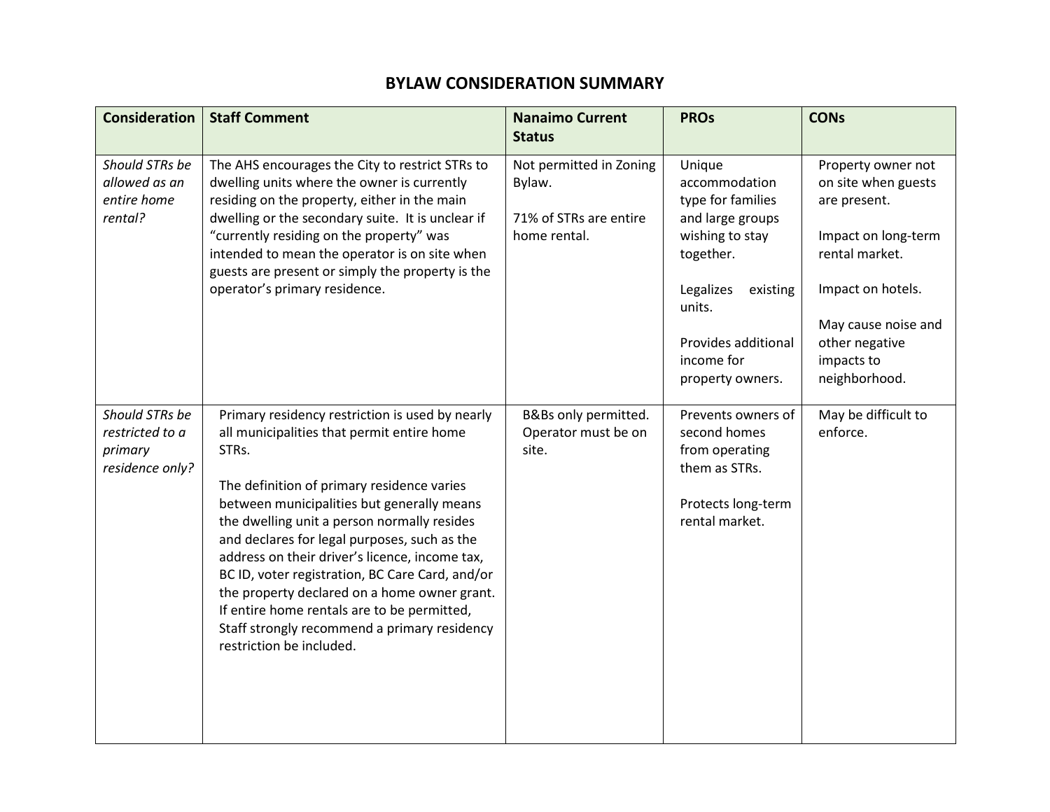# BYLAW CONSIDERATION SUMMARY

| Consideration | Staff Comment | Nanaimo Current Status | PROs | CONs |
|---|---|---|---|---|
| *Should STRs be allowed as an entire home rental?* | The AHS encourages the City to restrict STRs to dwelling units where the owner is currently residing on the property, either in the main dwelling or the secondary suite. It is unclear if "currently residing on the property" was intended to mean the operator is on site when guests are present or simply the property is the operator's primary residence. | Not permitted in Zoning Bylaw.<br><br>71% of STRs are entire home rental. | Unique accommodation type for families and large groups wishing to stay together.<br><br>Legalizes existing units.<br><br>Provides additional income for property owners. | Property owner not on site when guests are present.<br><br>Impact on long-term rental market.<br><br>Impact on hotels.<br><br>May cause noise and other negative impacts to neighborhood. |
| *Should STRs be restricted to a primary residence only?* | Primary residency restriction is used by nearly all municipalities that permit entire home STRs.<br><br>The definition of primary residence varies between municipalities but generally means the dwelling unit a person normally resides and declares for legal purposes, such as the address on their driver's licence, income tax, BC ID, voter registration, BC Care Card, and/or the property declared on a home owner grant. If entire home rentals are to be permitted, Staff strongly recommend a primary residency restriction be included. | B&Bs only permitted. Operator must be on site. | Prevents owners of second homes from operating them as STRs.<br><br>Protects long-term rental market. | May be difficult to enforce. |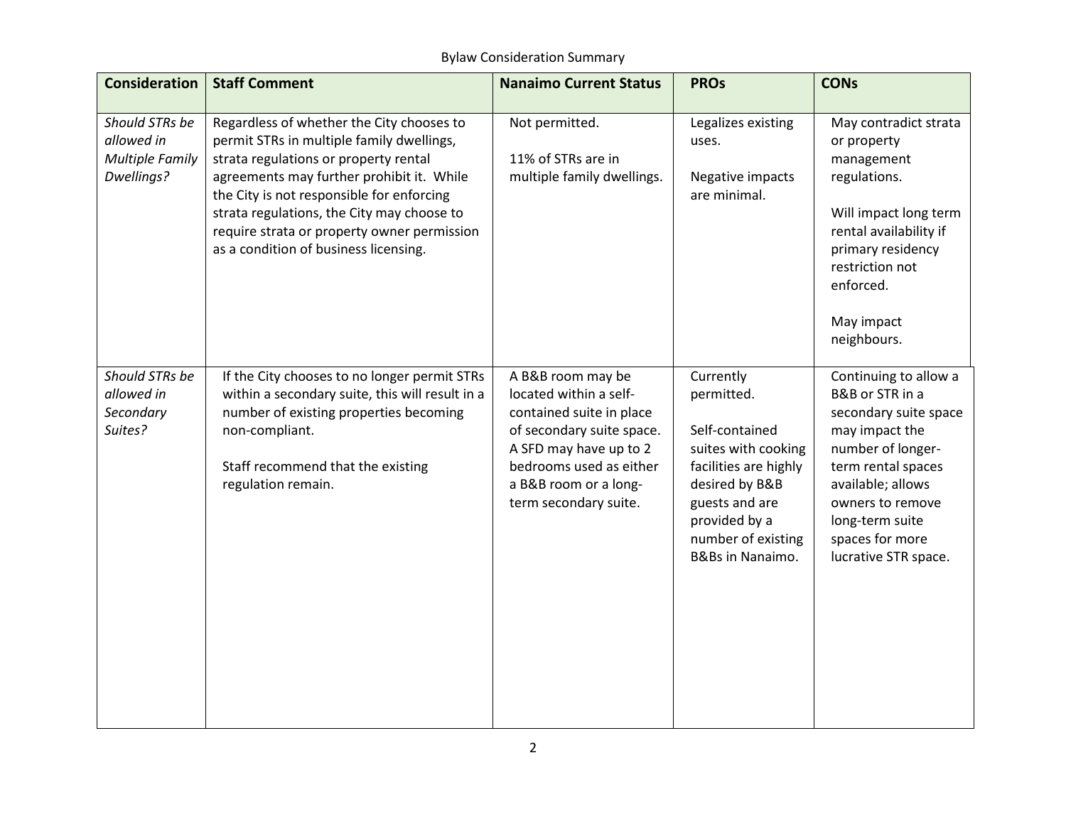Bylaw Consideration Summary

| Consideration | Staff Comment | Nanaimo Current Status | PROs | CONs |
| --- | --- | --- | --- | --- |
| *Should STRs be allowed in Multiple Family Dwellings?* | Regardless of whether the City chooses to permit STRs in multiple family dwellings, strata regulations or property rental agreements may further prohibit it. While the City is not responsible for enforcing strata regulations, the City may choose to require strata or property owner permission as a condition of business licensing. | Not permitted.<br><br>11% of STRs are in multiple family dwellings. | Legalizes existing uses.<br><br>Negative impacts are minimal. | May contradict strata or property management regulations.<br><br>Will impact long term rental availability if primary residency restriction not enforced.<br><br>May impact neighbours. |
| *Should STRs be allowed in Secondary Suites?* | If the City chooses to no longer permit STRs within a secondary suite, this will result in a number of existing properties becoming non-compliant.<br><br>Staff recommend that the existing regulation remain. | A B&B room may be located within a self-contained suite in place of secondary suite space. A SFD may have up to 2 bedrooms used as either a B&B room or a long-term secondary suite. | Currently permitted.<br><br>Self-contained suites with cooking facilities are highly desired by B&B guests and are provided by a number of existing B&Bs in Nanaimo. | Continuing to allow a B&B or STR in a secondary suite space may impact the number of longer-term rental spaces available; allows owners to remove long-term suite spaces for more lucrative STR space. |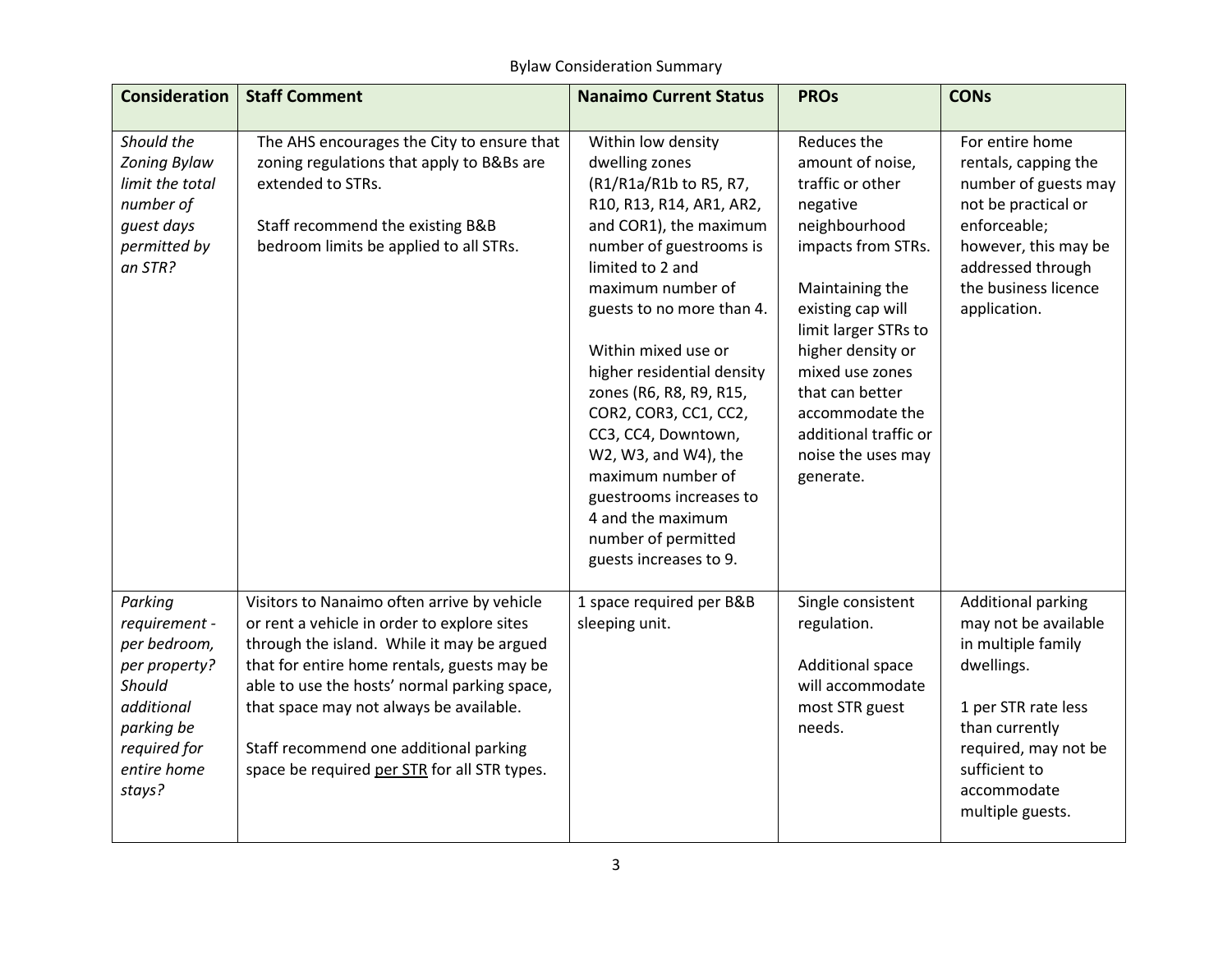Bylaw Consideration Summary

| Consideration | Staff Comment | Nanaimo Current Status | PROs | CONs |
| --- | --- | --- | --- | --- |
| *Should the Zoning Bylaw limit the total number of guest days permitted by an STR?* | The AHS encourages the City to ensure that zoning regulations that apply to B&Bs are extended to STRs.<br><br>Staff recommend the existing B&B bedroom limits be applied to all STRs. | Within low density dwelling zones (R1/R1a/R1b to R5, R7, R10, R13, R14, AR1, AR2, and COR1), the maximum number of guestrooms is limited to 2 and maximum number of guests to no more than 4.<br><br>Within mixed use or higher residential density zones (R6, R8, R9, R15, COR2, COR3, CC1, CC2, CC3, CC4, Downtown, W2, W3, and W4), the maximum number of guestrooms increases to 4 and the maximum number of permitted guests increases to 9. | Reduces the amount of noise, traffic or other negative neighbourhood impacts from STRs.<br><br>Maintaining the existing cap will limit larger STRs to higher density or mixed use zones that can better accommodate the additional traffic or noise the uses may generate. | For entire home rentals, capping the number of guests may not be practical or enforceable; however, this may be addressed through the business licence application. |
| *Parking requirement - per bedroom, per property? Should additional parking be required for entire home stays?* | Visitors to Nanaimo often arrive by vehicle or rent a vehicle in order to explore sites through the island. While it may be argued that for entire home rentals, guests may be able to use the hosts' normal parking space, that space may not always be available.<br><br>Staff recommend one additional parking space be required <u>per STR</u> for all STR types. | 1 space required per B&B sleeping unit. | Single consistent regulation.<br><br>Additional space will accommodate most STR guest needs. | Additional parking may not be available in multiple family dwellings.<br><br>1 per STR rate less than currently required, may not be sufficient to accommodate multiple guests. |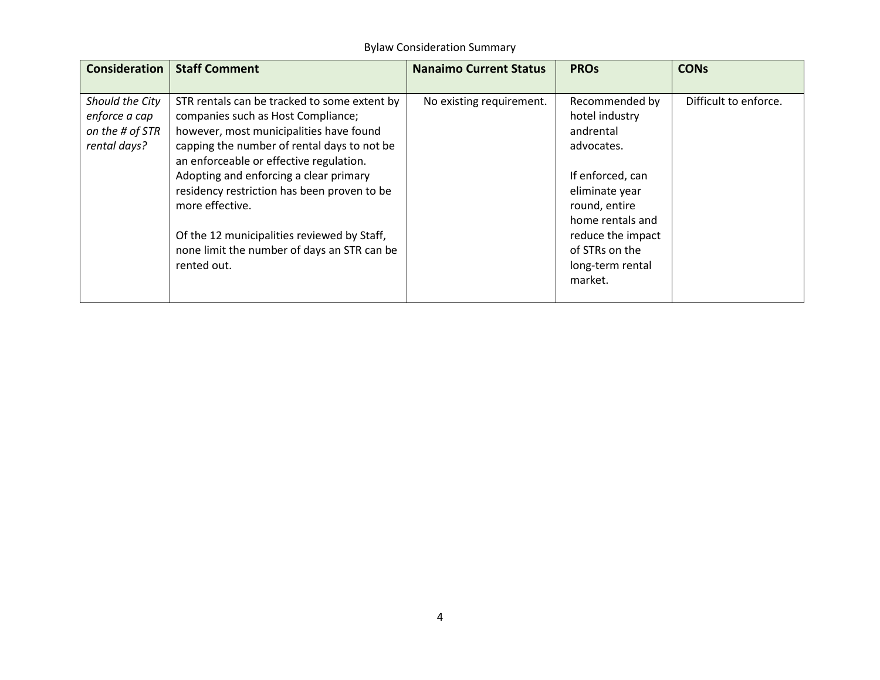Bylaw Consideration Summary

| Consideration | Staff Comment | Nanaimo Current Status | PROs | CONs |
| --- | --- | --- | --- | --- |
| *Should the City enforce a cap on the # of STR rental days?* | STR rentals can be tracked to some extent by companies such as Host Compliance; however, most municipalities have found capping the number of rental days to not be an enforceable or effective regulation. Adopting and enforcing a clear primary residency restriction has been proven to be more effective.<br><br>Of the 12 municipalities reviewed by Staff, none limit the number of days an STR can be rented out. | No existing requirement. | Recommended by hotel industry andrental advocates.<br><br>If enforced, can eliminate year round, entire home rentals and reduce the impact of STRs on the long-term rental market. | Difficult to enforce. |